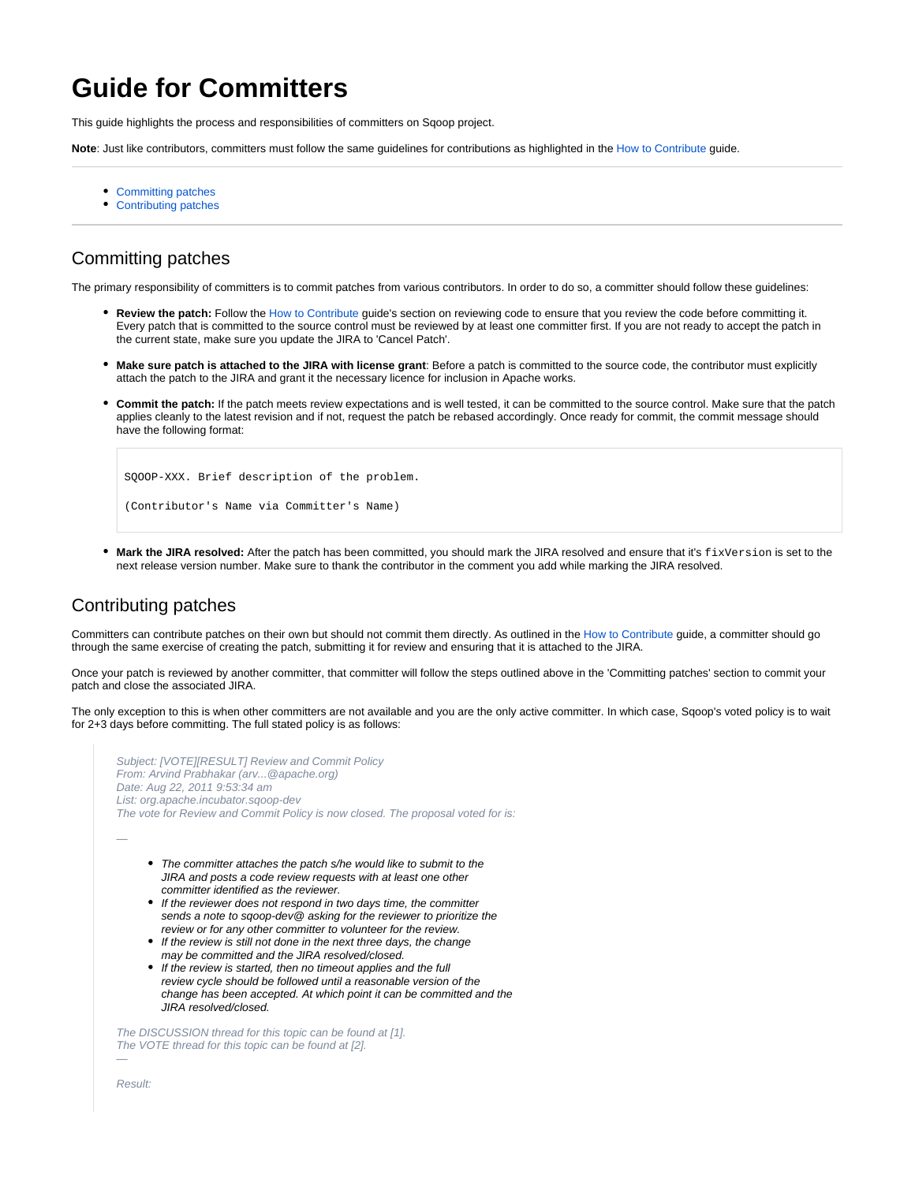# Guide for Committers

This guide highlights the process and responsibilities of committers on Sqoop project.

**Note**: Just like contributors, committers must follow the same guidelines for contributions as highlighted in the How to Contribute guide.

---

- Committing patches
- Contributing patches

---

## Committing patches

The primary responsibility of committers is to commit patches from various contributors. In order to do so, a committer should follow these guidelines:

- **Review the patch:** Follow the How to Contribute guide's section on reviewing code to ensure that you review the code before committing it. Every patch that is committed to the source control must be reviewed by at least one committer first. If you are not ready to accept the patch in the current state, make sure you update the JIRA to 'Cancel Patch'.

- **Make sure patch is attached to the JIRA with license grant**: Before a patch is committed to the source code, the contributor must explicitly attach the patch to the JIRA and grant it the necessary licence for inclusion in Apache works.

- **Commit the patch:** If the patch meets review expectations and is well tested, it can be committed to the source control. Make sure that the patch applies cleanly to the latest revision and if not, request the patch be rebased accordingly. Once ready for commit, the commit message should have the following format:

```
SQOOP-XXX. Brief description of the problem.

(Contributor's Name via Committer's Name)
```

- **Mark the JIRA resolved:** After the patch has been committed, you should mark the JIRA resolved and ensure that it's `fixVersion` is set to the next release version number. Make sure to thank the contributor in the comment you add while marking the JIRA resolved.

## Contributing patches

Committers can contribute patches on their own but should not commit them directly. As outlined in the How to Contribute guide, a committer should go through the same exercise of creating the patch, submitting it for review and ensuring that it is attached to the JIRA.

Once your patch is reviewed by another committer, that committer will follow the steps outlined above in the 'Committing patches' section to commit your patch and close the associated JIRA.

The only exception to this is when other committers are not available and you are the only active committer. In which case, Sqoop's voted policy is to wait for 2+3 days before committing. The full stated policy is as follows:

> *Subject: [VOTE][RESULT] Review and Commit Policy*
> *From: Arvind Prabhakar (arv...@apache.org)*
> *Date: Aug 22, 2011 9:53:34 am*
> *List: org.apache.incubator.sqoop-dev*
> *The vote for Review and Commit Policy is now closed. The proposal voted for is:*
>
> *—*
>
> - *The committer attaches the patch s/he would like to submit to the JIRA and posts a code review requests with at least one other committer identified as the reviewer.*
> - *If the reviewer does not respond in two days time, the committer sends a note to sqoop-dev@ asking for the reviewer to prioritize the review or for any other committer to volunteer for the review.*
> - *If the review is still not done in the next three days, the change may be committed and the JIRA resolved/closed.*
> - *If the review is started, then no timeout applies and the full review cycle should be followed until a reasonable version of the change has been accepted. At which point it can be committed and the JIRA resolved/closed.*
>
> *The DISCUSSION thread for this topic can be found at [1].*
> *The VOTE thread for this topic can be found at [2].*
> *—*
>
> *Result:*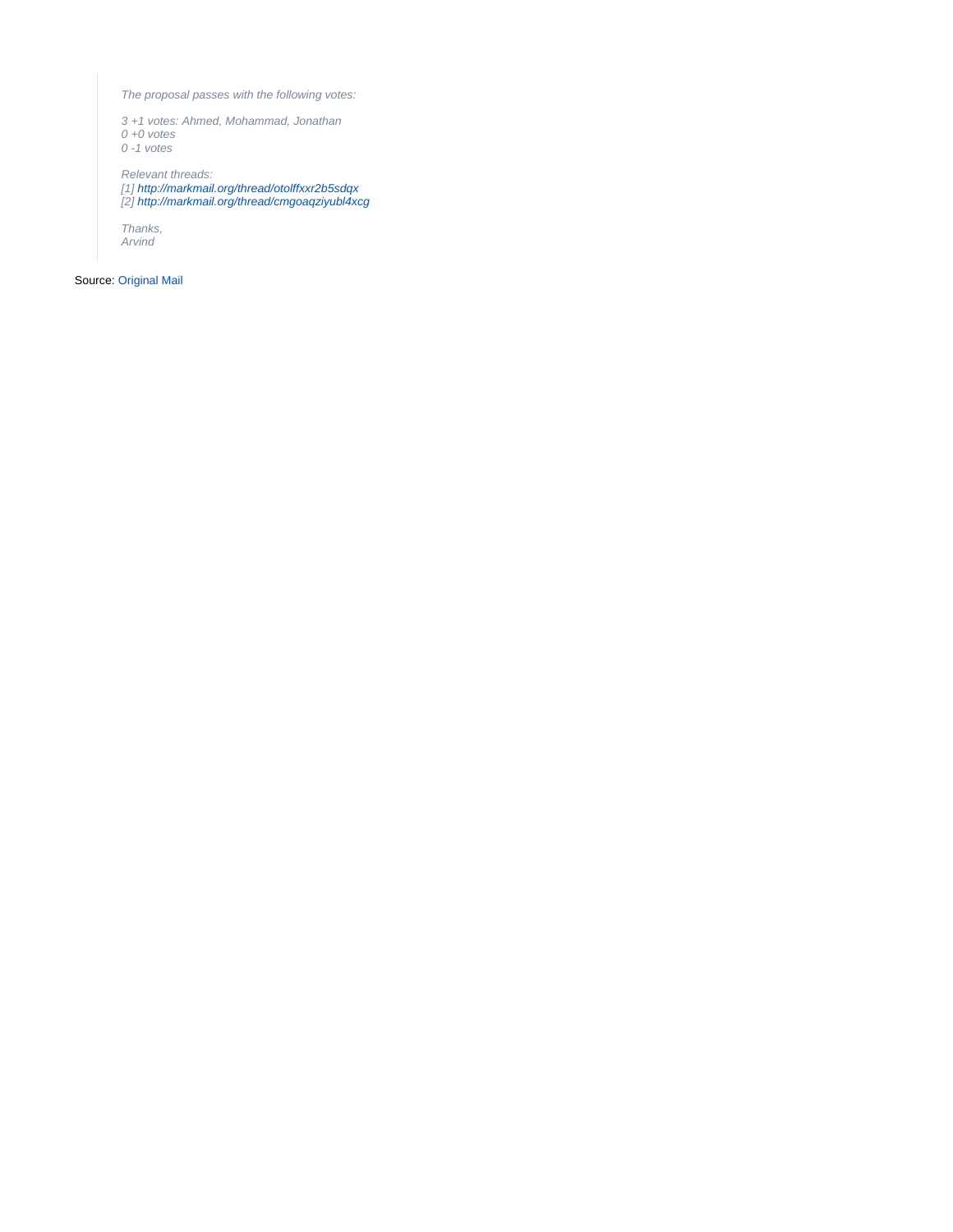> *The proposal passes with the following votes:*
>
> *3 +1 votes: Ahmed, Mohammad, Jonathan*
> *0 +0 votes*
> *0 -1 votes*
>
> *Relevant threads:*
> *[1] http://markmail.org/thread/otolffxxr2b5sdqx*
> *[2] http://markmail.org/thread/cmgoaqziyubl4xcg*
>
> *Thanks,*
> *Arvind*

Source: Original Mail